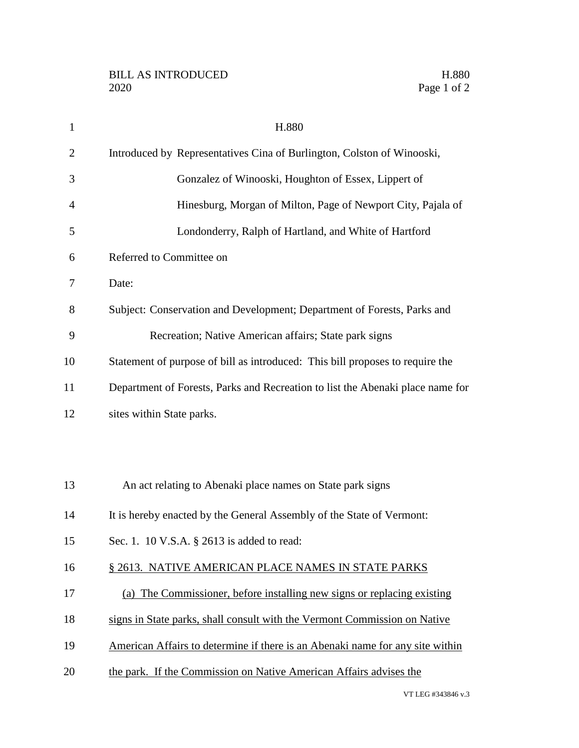BILL AS INTRODUCED
2020

H.880

Introduced by Representatives Cina of Burlington, Colston of Winooski, Gonzalez of Winooski, Houghton of Essex, Lippert of Hinesburg, Morgan of Milton, Page of Newport City, Pajala of Londonderry, Ralph of Hartland, and White of Hartford

Referred to Committee on

Date:

Subject: Conservation and Development; Department of Forests, Parks and Recreation; Native American affairs; State park signs

Statement of purpose of bill as introduced: This bill proposes to require the Department of Forests, Parks and Recreation to list the Abenaki place name for sites within State parks.

An act relating to Abenaki place names on State park signs

It is hereby enacted by the General Assembly of the State of Vermont:

Sec. 1. 10 V.S.A. § 2613 is added to read:

§ 2613. NATIVE AMERICAN PLACE NAMES IN STATE PARKS

(a) The Commissioner, before installing new signs or replacing existing signs in State parks, shall consult with the Vermont Commission on Native American Affairs to determine if there is an Abenaki name for any site within the park. If the Commission on Native American Affairs advises the

VT LEG #343846 v.3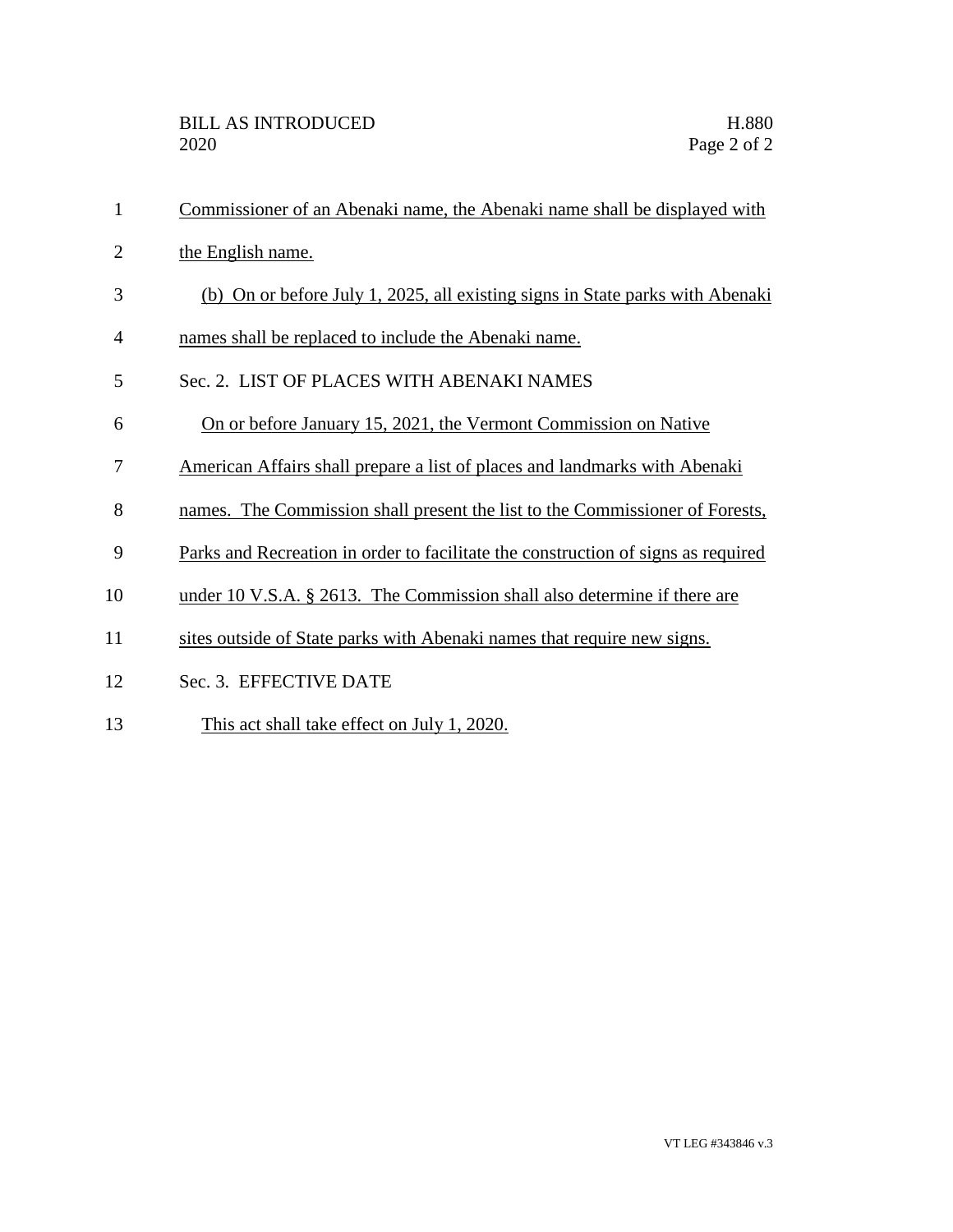Commissioner of an Abenaki name, the Abenaki name shall be displayed with the English name.

(b) On or before July 1, 2025, all existing signs in State parks with Abenaki names shall be replaced to include the Abenaki name.

Sec. 2. LIST OF PLACES WITH ABENAKI NAMES

On or before January 15, 2021, the Vermont Commission on Native American Affairs shall prepare a list of places and landmarks with Abenaki names. The Commission shall present the list to the Commissioner of Forests, Parks and Recreation in order to facilitate the construction of signs as required under 10 V.S.A. § 2613. The Commission shall also determine if there are sites outside of State parks with Abenaki names that require new signs.

Sec. 3. EFFECTIVE DATE

This act shall take effect on July 1, 2020.